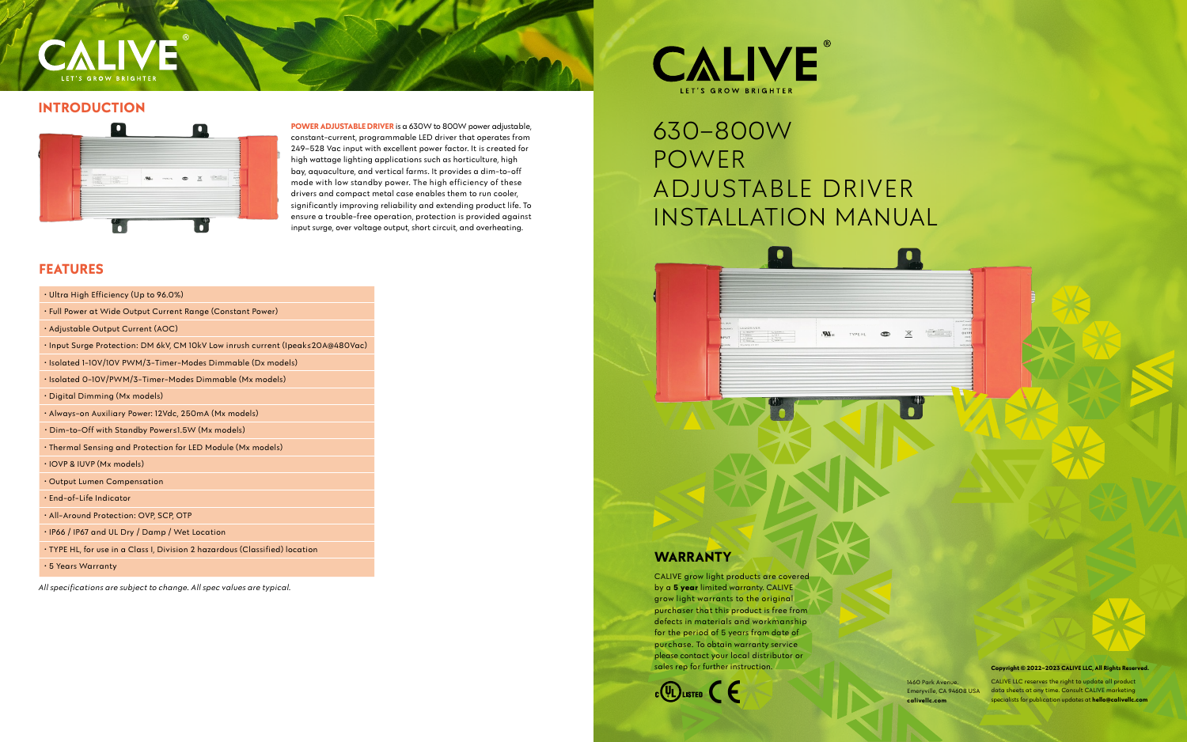# CALIVE

LET'S GROW BRIGHTER

## INTRODUCTION

**POWER ADJUSTABLE DRIVER** is a 630W to 800W power adjustable, constant-current, programmable LED driver that operates from 249–528 Vac input with excellent power factor. It is created for high wattage lighting applications such as horticulture, high bay, aquaculture, and vertical farms. It provides a dim-to-off mode with low standby power. The high efficiency of these drivers and compact metal case enables them to run cooler, significantly improving reliability and extending product life. To ensure a trouble-free operation, protection is provided against input surge, over voltage output, short circuit, and overheating.

## FEATURES

- Ultra High Efficiency (Up to 96.0%)
- Full Power at Wide Output Current Range (Constant Power)
- Adjustable Output Current (AOC)
- Input Surge Protection: DM 6kV, CM 10kV Low inrush current (Ipeak≤20A@480Vac)
- Isolated 1-10V/10V PWM/3-Timer-Modes Dimmable (Dx models)
- Isolated 0-10V/PWM/3-Timer-Modes Dimmable (Mx models)
- Digital Dimming (Mx models)
- Always-on Auxiliary Power: 12Vdc, 250mA (Mx models)
- Dim-to-Off with Standby Power≤1.5W (Mx models)
- Thermal Sensing and Protection for LED Module (Mx models)
- IOVP & IUVP (Mx models)
- Output Lumen Compensation
- End-of-Life Indicator
- All-Around Protection: OVP, SCP, OTP
- IP66 / IP67 and UL Dry / Damp / Wet Location
- TYPE HL, for use in a Class I, Division 2 hazardous (Classified) location
- 5 Years Warranty

*All specifications are subject to change. All spec values are typical.*

# CALIVE®

LET'S GROW BRIGHTER

# 630–800W POWER ADJUSTABLE DRIVER INSTALLATION MANUAL

## WARRANTY

CALIVE grow light products are covered by a **5 year** limited warranty. CALIVE grow light warrants to the original purchaser that this product is free from defects in materials and workmanship for the period of 5 years from date of purchase. To obtain warranty service please contact your local distributor or sales rep for further instruction.

c UL LISTED CE

1460 Park Avenue,
Emeryville, CA 94608 USA
**calivellc.com**

**Copyright © 2022–2023 CALIVE LLC, All Rights Reserved.**

CALIVE LLC reserves the right to update all product data sheets at any time. Consult CALIVE marketing specialists for publication updates at **hello@calivellc.com**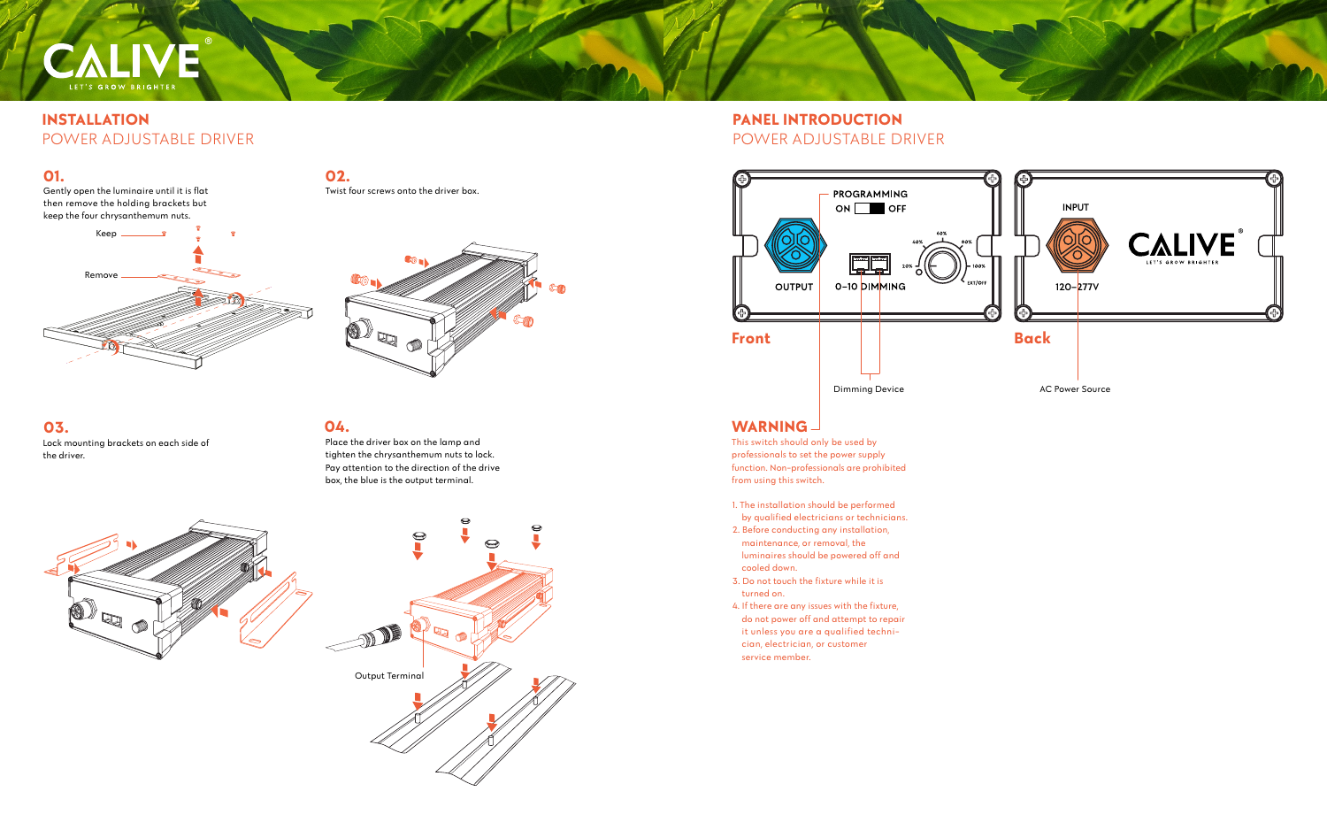## INSTALLATION

POWER ADJUSTABLE DRIVER

### 01.

Gently open the luminaire until it is flat then remove the holding brackets but keep the four chrysanthemum nuts.

Keep

Remove

### 02.

Twist four screws onto the driver box.

### 03.

Lock mounting brackets on each side of the driver.

### 04.

Place the driver box on the lamp and tighten the chrysanthemum nuts to lock. Pay attention to the direction of the drive box, the blue is the output terminal.

Output Terminal

## PANEL INTRODUCTION

POWER ADJUSTABLE DRIVER

PROGRAMMING

ON OFF

OUTPUT

0–10 DIMMING

20% 40% 60% 80% 100% EXT/OFF

Front

INPUT

120–277V

Back

Dimming Device

AC Power Source

### WARNING

This switch should only be used by professionals to set the power supply function. Non-professionals are prohibited from using this switch.

1. The installation should be performed by qualified electricians or technicians.
2. Before conducting any installation, maintenance, or removal, the luminaires should be powered off and cooled down.
3. Do not touch the fixture while it is turned on.
4. If there are any issues with the fixture, do not power off and attempt to repair it unless you are a qualified technician, electrician, or customer service member.